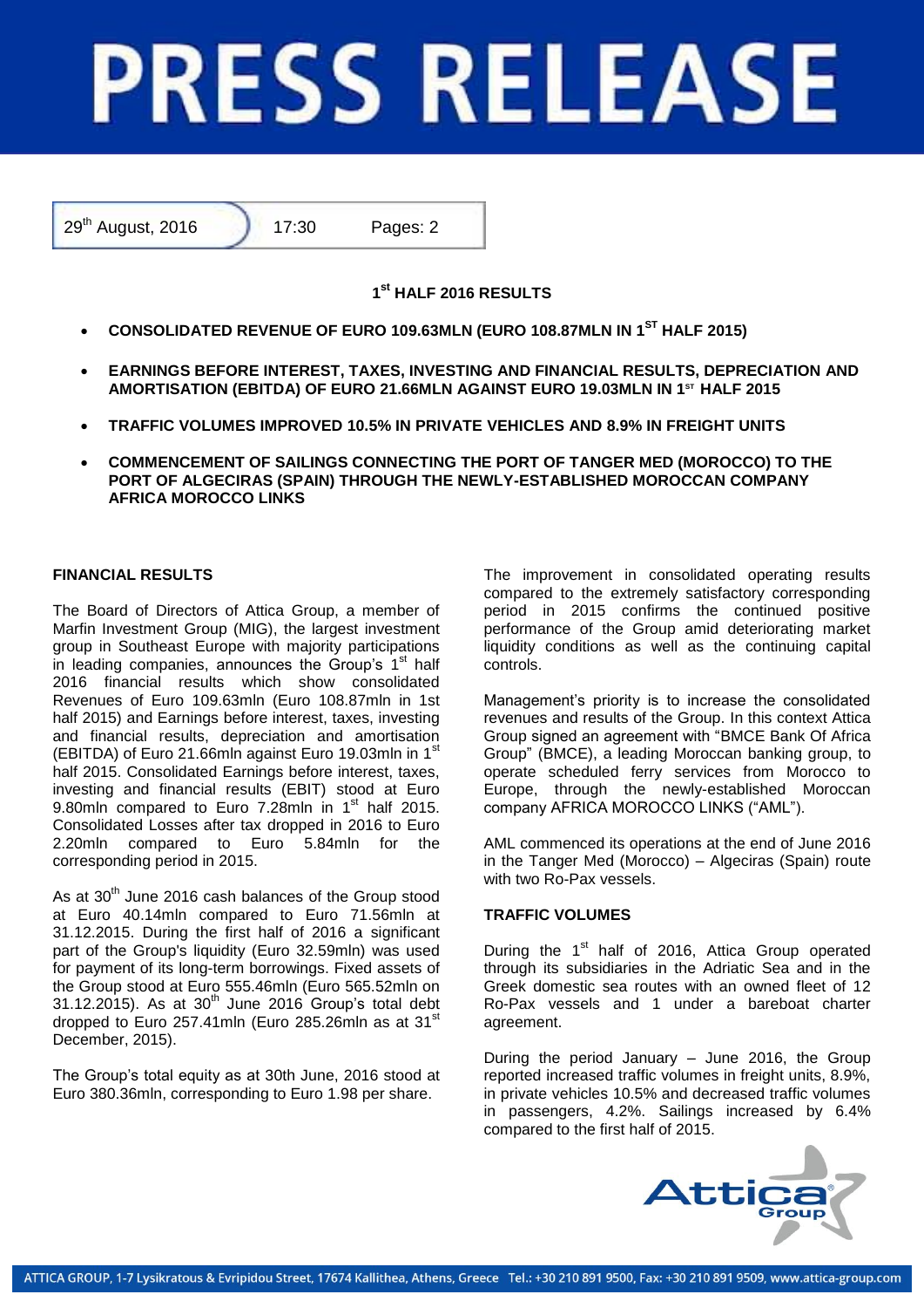# PRESS RELEASE

29th August, 2016 | 17:30 | Pages: 2

### 1st HALF 2016 RESULTS

- **CONSOLIDATED REVENUE OF EURO 109.63MLN (EURO 108.87MLN IN 1ST HALF 2015)**
- **EARNINGS BEFORE INTEREST, TAXES, INVESTING AND FINANCIAL RESULTS, DEPRECIATION AND AMORTISATION (EBITDA) OF EURO 21.66MLN AGAINST EURO 19.03MLN IN 1ST HALF 2015**
- **TRAFFIC VOLUMES IMPROVED 10.5% IN PRIVATE VEHICLES AND 8.9% IN FREIGHT UNITS**
- **COMMENCEMENT OF SAILINGS CONNECTING THE PORT OF TANGER MED (MOROCCO) TO THE PORT OF ALGECIRAS (SPAIN) THROUGH THE NEWLY-ESTABLISHED MOROCCAN COMPANY AFRICA MOROCCO LINKS**

#### FINANCIAL RESULTS

The Board of Directors of Attica Group, a member of Marfin Investment Group (MIG), the largest investment group in Southeast Europe with majority participations in leading companies, announces the Group's 1st half 2016 financial results which show consolidated Revenues of Euro 109.63mln (Euro 108.87mln in 1st half 2015) and Earnings before interest, taxes, investing and financial results, depreciation and amortisation (EBITDA) of Euro 21.66mln against Euro 19.03mln in 1st half 2015. Consolidated Earnings before interest, taxes, investing and financial results (EBIT) stood at Euro 9.80mln compared to Euro 7.28mln in 1st half 2015. Consolidated Losses after tax dropped in 2016 to Euro 2.20mln compared to Euro 5.84mln for the corresponding period in 2015.

As at 30th June 2016 cash balances of the Group stood at Euro 40.14mln compared to Euro 71.56mln at 31.12.2015. During the first half of 2016 a significant part of the Group's liquidity (Euro 32.59mln) was used for payment of its long-term borrowings. Fixed assets of the Group stood at Euro 555.46mln (Euro 565.52mln on 31.12.2015). As at 30th June 2016 Group's total debt dropped to Euro 257.41mln (Euro 285.26mln as at 31st December, 2015).

The Group's total equity as at 30th June, 2016 stood at Euro 380.36mln, corresponding to Euro 1.98 per share.

The improvement in consolidated operating results compared to the extremely satisfactory corresponding period in 2015 confirms the continued positive performance of the Group amid deteriorating market liquidity conditions as well as the continuing capital controls.

Management's priority is to increase the consolidated revenues and results of the Group. In this context Attica Group signed an agreement with "BMCE Bank Of Africa Group" (BMCE), a leading Moroccan banking group, to operate scheduled ferry services from Morocco to Europe, through the newly-established Moroccan company AFRICA MOROCCO LINKS ("AML").

AML commenced its operations at the end of June 2016 in the Tanger Med (Morocco) – Algeciras (Spain) route with two Ro-Pax vessels.

#### TRAFFIC VOLUMES

During the 1st half of 2016, Attica Group operated through its subsidiaries in the Adriatic Sea and in the Greek domestic sea routes with an owned fleet of 12 Ro-Pax vessels and 1 under a bareboat charter agreement.

During the period January – June 2016, the Group reported increased traffic volumes in freight units, 8.9%, in private vehicles 10.5% and decreased traffic volumes in passengers, 4.2%. Sailings increased by 6.4% compared to the first half of 2015.

ATTICA GROUP, 1-7 Lysikratous & Evripidou Street, 17674 Kallithea, Athens, Greece Tel.: +30 210 891 9500, Fax: +30 210 891 9509, www.attica-group.com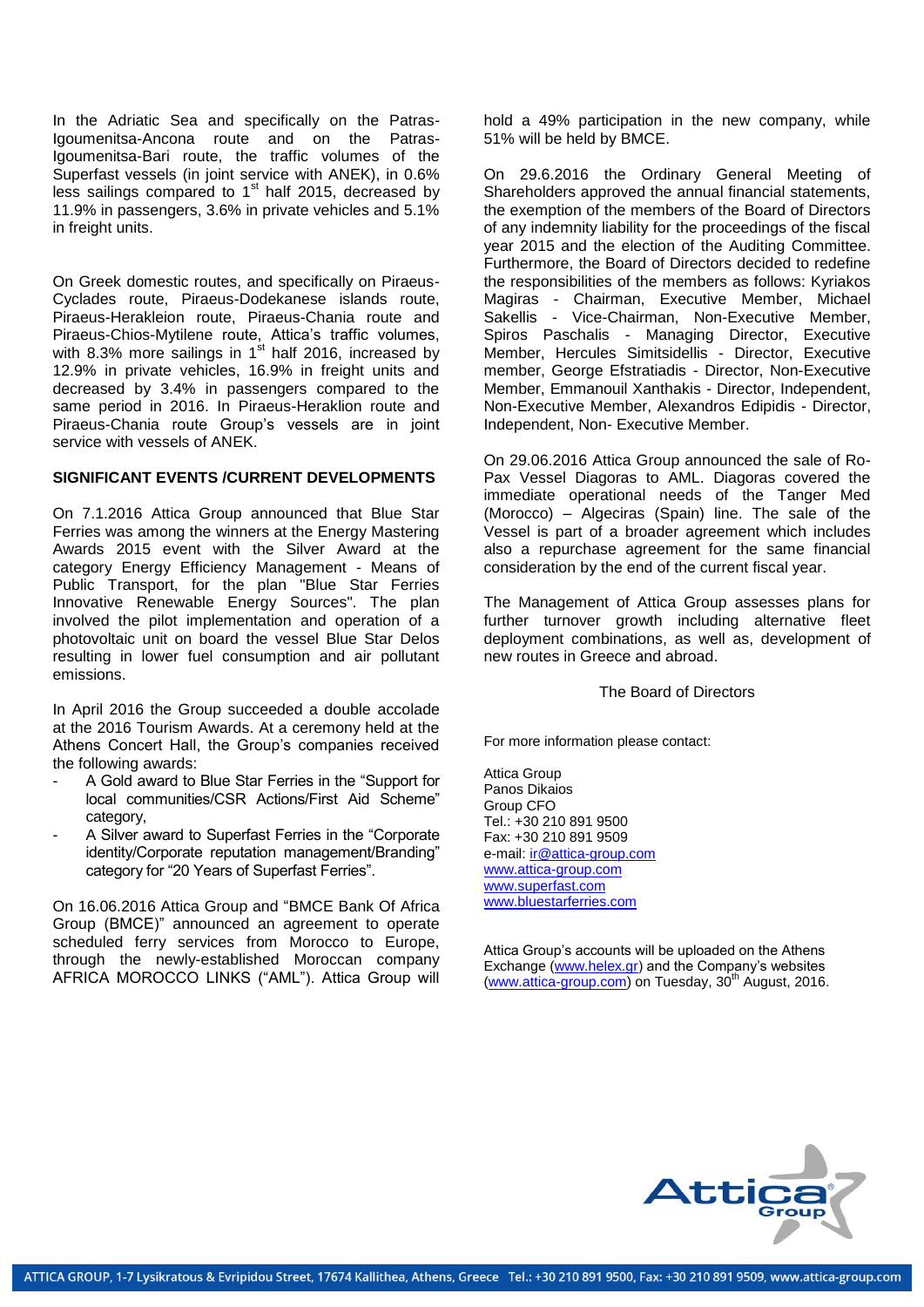In the Adriatic Sea and specifically on the Patras-Igoumenitsa-Ancona route and on the Patras-Igoumenitsa-Bari route, the traffic volumes of the Superfast vessels (in joint service with ANEK), in 0.6% less sailings compared to 1st half 2015, decreased by 11.9% in passengers, 3.6% in private vehicles and 5.1% in freight units.

On Greek domestic routes, and specifically on Piraeus-Cyclades route, Piraeus-Dodekanese islands route, Piraeus-Herakleion route, Piraeus-Chania route and Piraeus-Chios-Mytilene route, Attica's traffic volumes, with 8.3% more sailings in 1st half 2016, increased by 12.9% in private vehicles, 16.9% in freight units and decreased by 3.4% in passengers compared to the same period in 2016. In Piraeus-Heraklion route and Piraeus-Chania route Group's vessels are in joint service with vessels of ANEK.

**SIGNIFICANT EVENTS /CURRENT DEVELOPMENTS**

On 7.1.2016 Attica Group announced that Blue Star Ferries was among the winners at the Energy Mastering Awards 2015 event with the Silver Award at the category Energy Efficiency Management - Means of Public Transport, for the plan "Blue Star Ferries Innovative Renewable Energy Sources". The plan involved the pilot implementation and operation of a photovoltaic unit on board the vessel Blue Star Delos resulting in lower fuel consumption and air pollutant emissions.

In April 2016 the Group succeeded a double accolade at the 2016 Tourism Awards. At a ceremony held at the Athens Concert Hall, the Group's companies received the following awards:

- A Gold award to Blue Star Ferries in the "Support for local communities/CSR Actions/First Aid Scheme" category,
- A Silver award to Superfast Ferries in the "Corporate identity/Corporate reputation management/Branding" category for "20 Years of Superfast Ferries".

On 16.06.2016 Attica Group and "BMCE Bank Of Africa Group (BMCE)" announced an agreement to operate scheduled ferry services from Morocco to Europe, through the newly-established Moroccan company AFRICA MOROCCO LINKS ("AML"). Attica Group will hold a 49% participation in the new company, while 51% will be held by BMCE.

On 29.6.2016 the Ordinary General Meeting of Shareholders approved the annual financial statements, the exemption of the members of the Board of Directors of any indemnity liability for the proceedings of the fiscal year 2015 and the election of the Auditing Committee. Furthermore, the Board of Directors decided to redefine the responsibilities of the members as follows: Kyriakos Magiras - Chairman, Executive Member, Michael Sakellis - Vice-Chairman, Non-Executive Member, Spiros Paschalis - Managing Director, Executive Member, Hercules Simitsidellis - Director, Executive member, George Efstratiadis - Director, Non-Executive Member, Emmanouil Xanthakis - Director, Independent, Non-Executive Member, Alexandros Edipidis - Director, Independent, Non- Executive Member.

On 29.06.2016 Attica Group announced the sale of Ro-Pax Vessel Diagoras to AML. Diagoras covered the immediate operational needs of the Tanger Med (Morocco) – Algeciras (Spain) line. The sale of the Vessel is part of a broader agreement which includes also a repurchase agreement for the same financial consideration by the end of the current fiscal year.

The Management of Attica Group assesses plans for further turnover growth including alternative fleet deployment combinations, as well as, development of new routes in Greece and abroad.

The Board of Directors

For more information please contact:

Attica Group  
Panos Dikaios  
Group CFO  
Tel.: +30 210 891 9500  
Fax: +30 210 891 9509  
e-mail: ir@attica-group.com  
www.attica-group.com  
www.superfast.com  
www.bluestarferries.com

Attica Group's accounts will be uploaded on the Athens Exchange (www.helex.gr) and the Company's websites (www.attica-group.com) on Tuesday, 30th August, 2016.